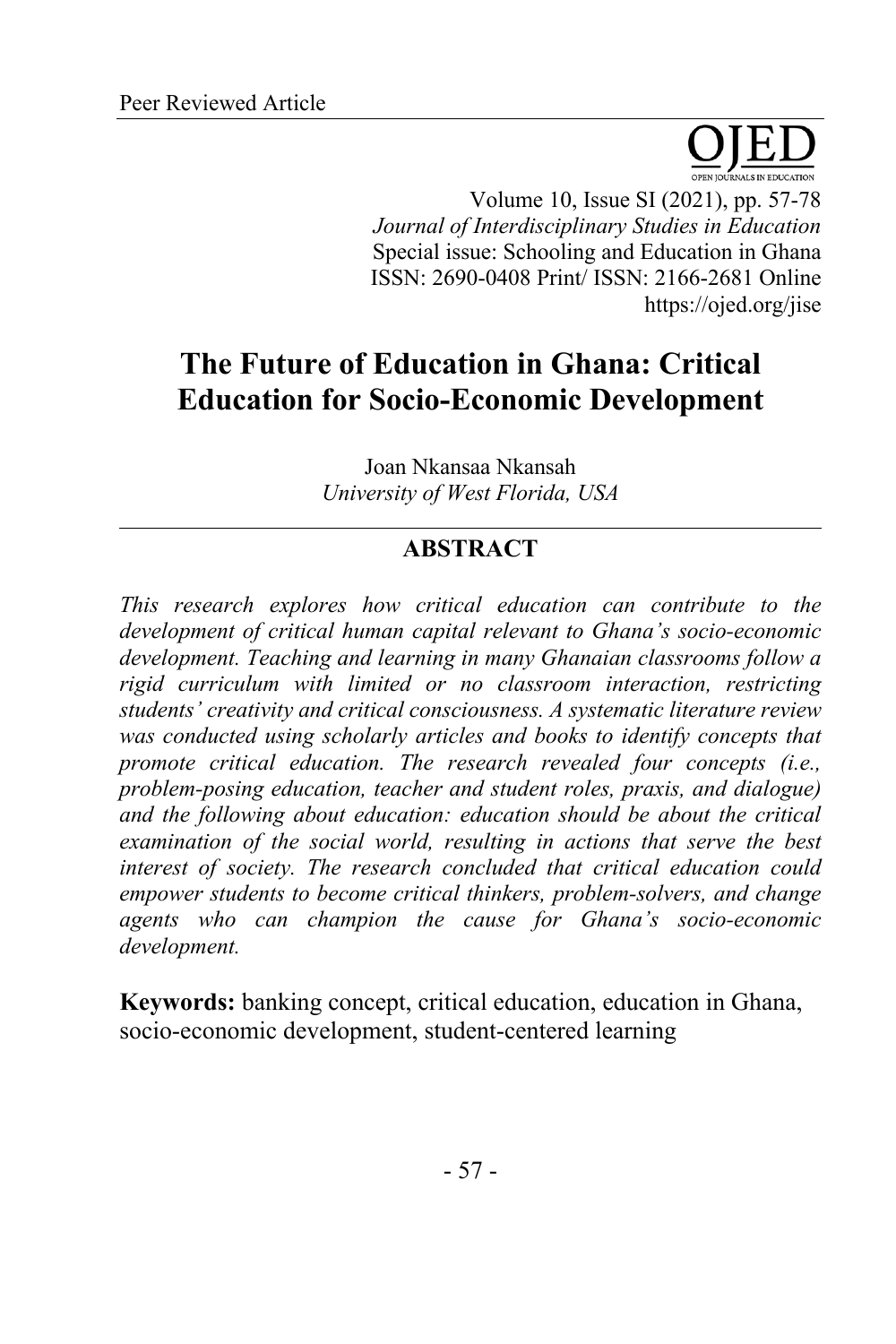Peer Reviewed Article

OJED

Volume 10, Issue SI (2021), pp. 57-78
*Journal of Interdisciplinary Studies in Education*
Special issue: Schooling and Education in Ghana
ISSN: 2690-0408 Print/ ISSN: 2166-2681 Online
https://ojed.org/jise

# The Future of Education in Ghana: Critical Education for Socio-Economic Development

Joan Nkansaa Nkansah
*University of West Florida, USA*

## ABSTRACT

*This research explores how critical education can contribute to the development of critical human capital relevant to Ghana's socio-economic development. Teaching and learning in many Ghanaian classrooms follow a rigid curriculum with limited or no classroom interaction, restricting students' creativity and critical consciousness. A systematic literature review was conducted using scholarly articles and books to identify concepts that promote critical education. The research revealed four concepts (i.e., problem-posing education, teacher and student roles, praxis, and dialogue) and the following about education: education should be about the critical examination of the social world, resulting in actions that serve the best interest of society. The research concluded that critical education could empower students to become critical thinkers, problem-solvers, and change agents who can champion the cause for Ghana's socio-economic development.*

**Keywords:** banking concept, critical education, education in Ghana, socio-economic development, student-centered learning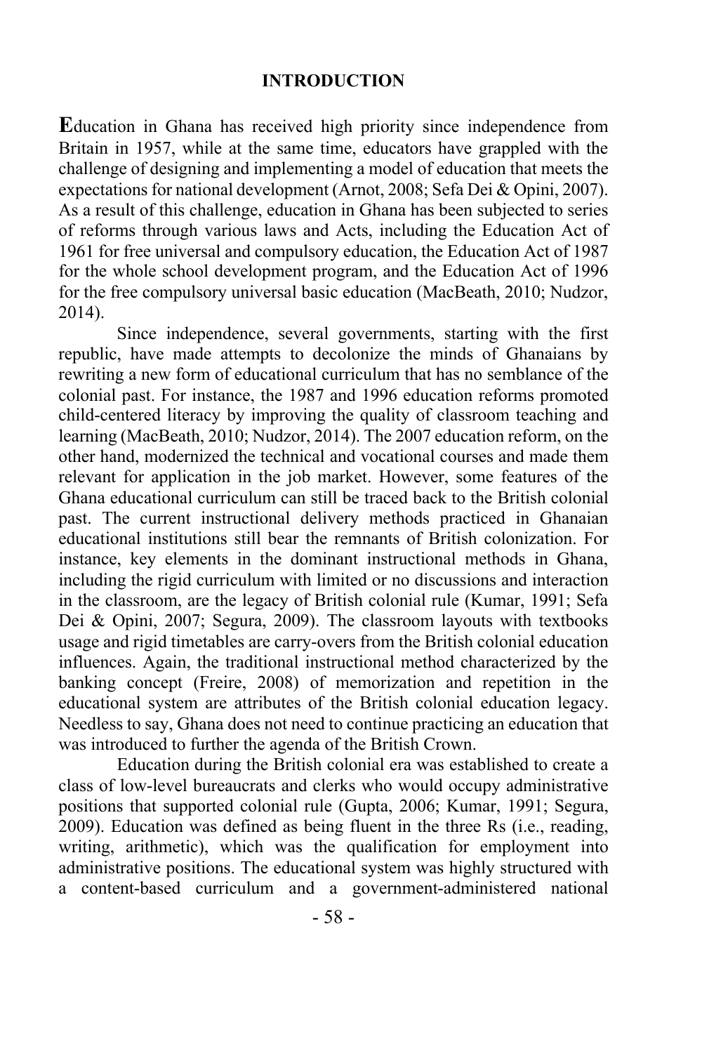## INTRODUCTION

**E**ducation in Ghana has received high priority since independence from Britain in 1957, while at the same time, educators have grappled with the challenge of designing and implementing a model of education that meets the expectations for national development (Arnot, 2008; Sefa Dei & Opini, 2007). As a result of this challenge, education in Ghana has been subjected to series of reforms through various laws and Acts, including the Education Act of 1961 for free universal and compulsory education, the Education Act of 1987 for the whole school development program, and the Education Act of 1996 for the free compulsory universal basic education (MacBeath, 2010; Nudzor, 2014).

Since independence, several governments, starting with the first republic, have made attempts to decolonize the minds of Ghanaians by rewriting a new form of educational curriculum that has no semblance of the colonial past. For instance, the 1987 and 1996 education reforms promoted child-centered literacy by improving the quality of classroom teaching and learning (MacBeath, 2010; Nudzor, 2014). The 2007 education reform, on the other hand, modernized the technical and vocational courses and made them relevant for application in the job market. However, some features of the Ghana educational curriculum can still be traced back to the British colonial past. The current instructional delivery methods practiced in Ghanaian educational institutions still bear the remnants of British colonization. For instance, key elements in the dominant instructional methods in Ghana, including the rigid curriculum with limited or no discussions and interaction in the classroom, are the legacy of British colonial rule (Kumar, 1991; Sefa Dei & Opini, 2007; Segura, 2009). The classroom layouts with textbooks usage and rigid timetables are carry-overs from the British colonial education influences. Again, the traditional instructional method characterized by the banking concept (Freire, 2008) of memorization and repetition in the educational system are attributes of the British colonial education legacy. Needless to say, Ghana does not need to continue practicing an education that was introduced to further the agenda of the British Crown.

Education during the British colonial era was established to create a class of low-level bureaucrats and clerks who would occupy administrative positions that supported colonial rule (Gupta, 2006; Kumar, 1991; Segura, 2009). Education was defined as being fluent in the three Rs (i.e., reading, writing, arithmetic), which was the qualification for employment into administrative positions. The educational system was highly structured with a content-based curriculum and a government-administered national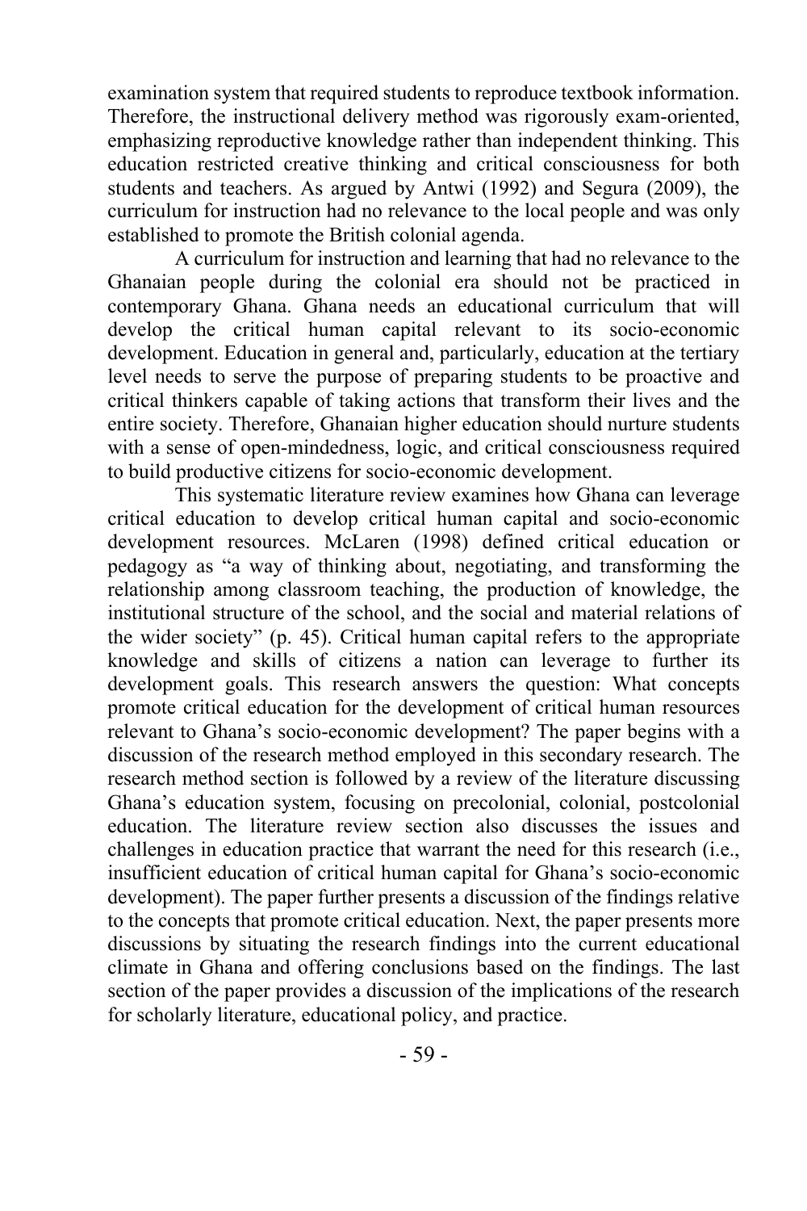examination system that required students to reproduce textbook information. Therefore, the instructional delivery method was rigorously exam-oriented, emphasizing reproductive knowledge rather than independent thinking. This education restricted creative thinking and critical consciousness for both students and teachers. As argued by Antwi (1992) and Segura (2009), the curriculum for instruction had no relevance to the local people and was only established to promote the British colonial agenda.

A curriculum for instruction and learning that had no relevance to the Ghanaian people during the colonial era should not be practiced in contemporary Ghana. Ghana needs an educational curriculum that will develop the critical human capital relevant to its socio-economic development. Education in general and, particularly, education at the tertiary level needs to serve the purpose of preparing students to be proactive and critical thinkers capable of taking actions that transform their lives and the entire society. Therefore, Ghanaian higher education should nurture students with a sense of open-mindedness, logic, and critical consciousness required to build productive citizens for socio-economic development.

This systematic literature review examines how Ghana can leverage critical education to develop critical human capital and socio-economic development resources. McLaren (1998) defined critical education or pedagogy as "a way of thinking about, negotiating, and transforming the relationship among classroom teaching, the production of knowledge, the institutional structure of the school, and the social and material relations of the wider society" (p. 45). Critical human capital refers to the appropriate knowledge and skills of citizens a nation can leverage to further its development goals. This research answers the question: What concepts promote critical education for the development of critical human resources relevant to Ghana's socio-economic development? The paper begins with a discussion of the research method employed in this secondary research. The research method section is followed by a review of the literature discussing Ghana's education system, focusing on precolonial, colonial, postcolonial education. The literature review section also discusses the issues and challenges in education practice that warrant the need for this research (i.e., insufficient education of critical human capital for Ghana's socio-economic development). The paper further presents a discussion of the findings relative to the concepts that promote critical education. Next, the paper presents more discussions by situating the research findings into the current educational climate in Ghana and offering conclusions based on the findings. The last section of the paper provides a discussion of the implications of the research for scholarly literature, educational policy, and practice.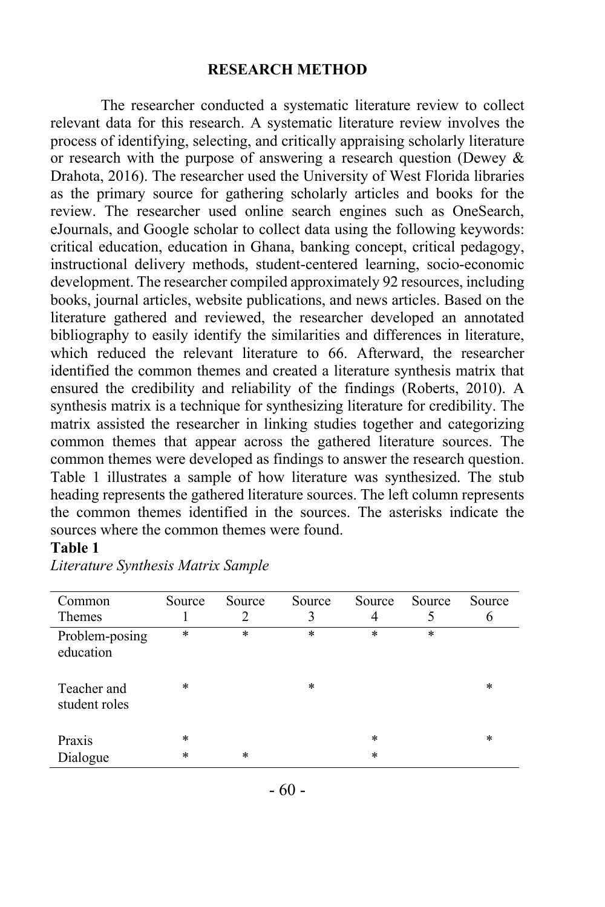## RESEARCH METHOD

The researcher conducted a systematic literature review to collect relevant data for this research. A systematic literature review involves the process of identifying, selecting, and critically appraising scholarly literature or research with the purpose of answering a research question (Dewey & Drahota, 2016). The researcher used the University of West Florida libraries as the primary source for gathering scholarly articles and books for the review. The researcher used online search engines such as OneSearch, eJournals, and Google scholar to collect data using the following keywords: critical education, education in Ghana, banking concept, critical pedagogy, instructional delivery methods, student-centered learning, socio-economic development. The researcher compiled approximately 92 resources, including books, journal articles, website publications, and news articles. Based on the literature gathered and reviewed, the researcher developed an annotated bibliography to easily identify the similarities and differences in literature, which reduced the relevant literature to 66. Afterward, the researcher identified the common themes and created a literature synthesis matrix that ensured the credibility and reliability of the findings (Roberts, 2010). A synthesis matrix is a technique for synthesizing literature for credibility. The matrix assisted the researcher in linking studies together and categorizing common themes that appear across the gathered literature sources. The common themes were developed as findings to answer the research question. Table 1 illustrates a sample of how literature was synthesized. The stub heading represents the gathered literature sources. The left column represents the common themes identified in the sources. The asterisks indicate the sources where the common themes were found.

**Table 1**

*Literature Synthesis Matrix Sample*

| Common Themes | Source 1 | Source 2 | Source 3 | Source 4 | Source 5 | Source 6 |
|---|---|---|---|---|---|---|
| Problem-posing education | * | * | * | * | * | |
| Teacher and student roles | * | | * | | | * |
| Praxis | * | | | * | | * |
| Dialogue | * | * | | * | | |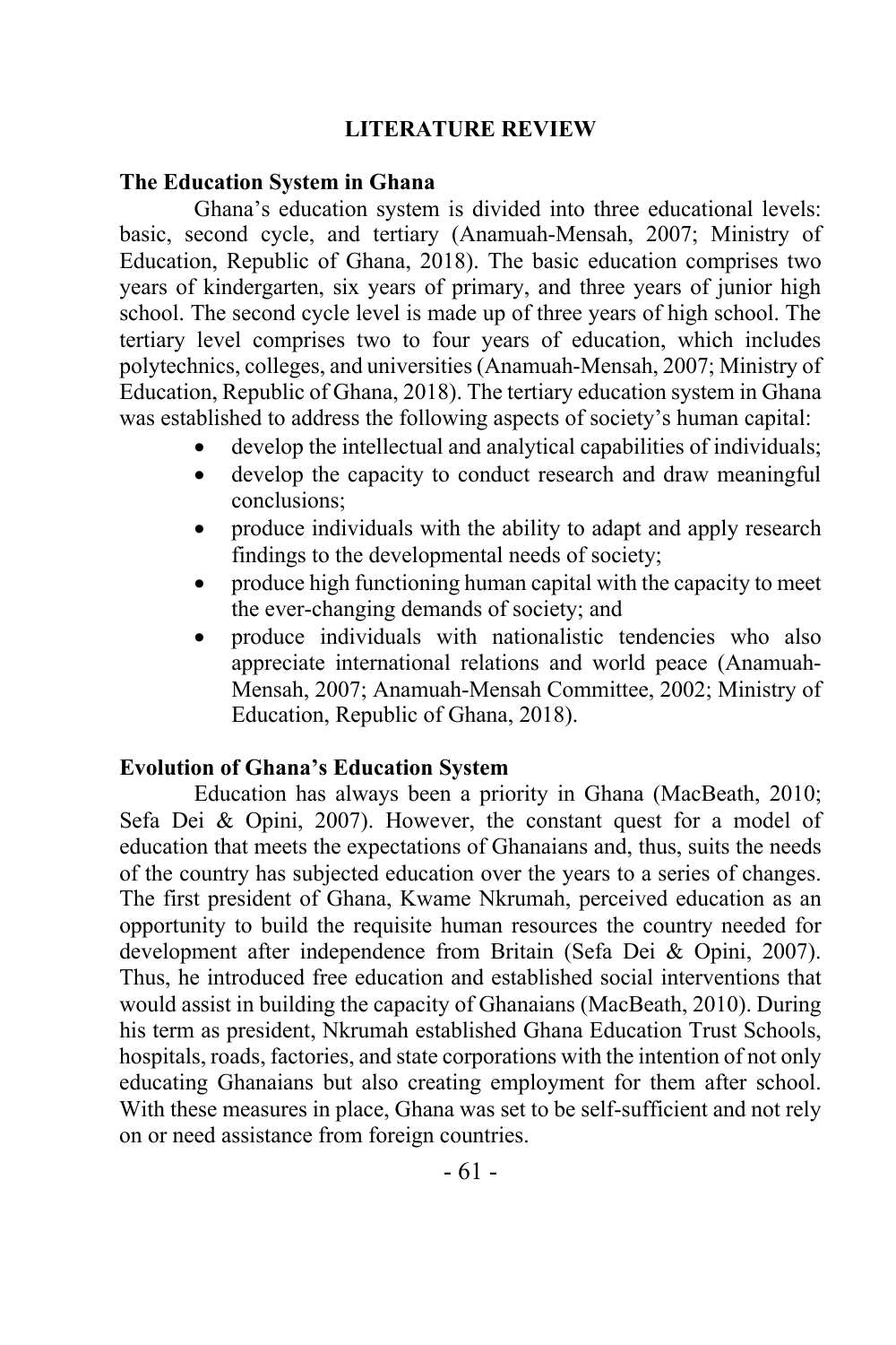# LITERATURE REVIEW

## The Education System in Ghana

Ghana's education system is divided into three educational levels: basic, second cycle, and tertiary (Anamuah-Mensah, 2007; Ministry of Education, Republic of Ghana, 2018). The basic education comprises two years of kindergarten, six years of primary, and three years of junior high school. The second cycle level is made up of three years of high school. The tertiary level comprises two to four years of education, which includes polytechnics, colleges, and universities (Anamuah-Mensah, 2007; Ministry of Education, Republic of Ghana, 2018). The tertiary education system in Ghana was established to address the following aspects of society's human capital:

- develop the intellectual and analytical capabilities of individuals;
- develop the capacity to conduct research and draw meaningful conclusions;
- produce individuals with the ability to adapt and apply research findings to the developmental needs of society;
- produce high functioning human capital with the capacity to meet the ever-changing demands of society; and
- produce individuals with nationalistic tendencies who also appreciate international relations and world peace (Anamuah-Mensah, 2007; Anamuah-Mensah Committee, 2002; Ministry of Education, Republic of Ghana, 2018).

## Evolution of Ghana's Education System

Education has always been a priority in Ghana (MacBeath, 2010; Sefa Dei & Opini, 2007). However, the constant quest for a model of education that meets the expectations of Ghanaians and, thus, suits the needs of the country has subjected education over the years to a series of changes. The first president of Ghana, Kwame Nkrumah, perceived education as an opportunity to build the requisite human resources the country needed for development after independence from Britain (Sefa Dei & Opini, 2007). Thus, he introduced free education and established social interventions that would assist in building the capacity of Ghanaians (MacBeath, 2010). During his term as president, Nkrumah established Ghana Education Trust Schools, hospitals, roads, factories, and state corporations with the intention of not only educating Ghanaians but also creating employment for them after school. With these measures in place, Ghana was set to be self-sufficient and not rely on or need assistance from foreign countries.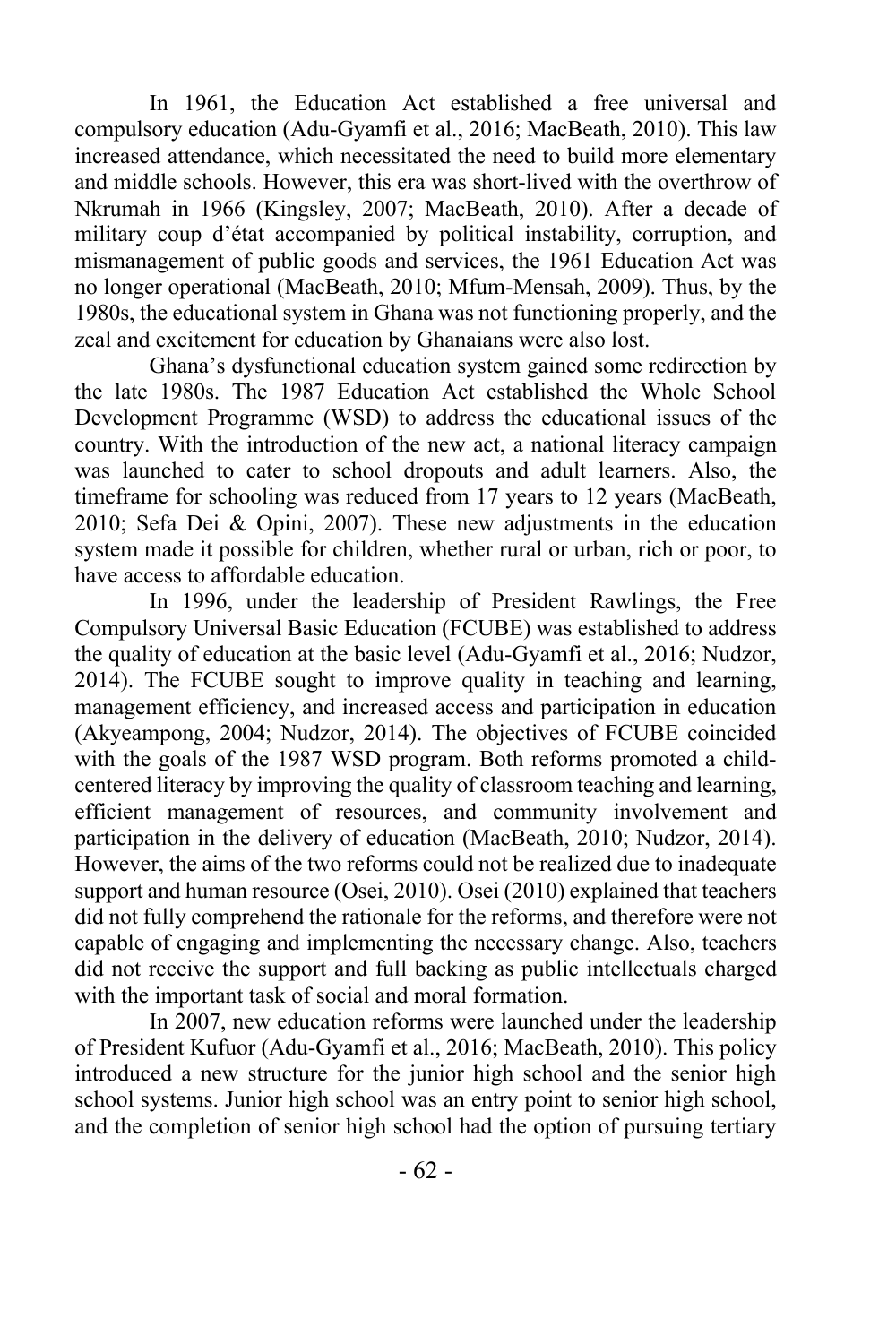In 1961, the Education Act established a free universal and compulsory education (Adu-Gyamfi et al., 2016; MacBeath, 2010). This law increased attendance, which necessitated the need to build more elementary and middle schools. However, this era was short-lived with the overthrow of Nkrumah in 1966 (Kingsley, 2007; MacBeath, 2010). After a decade of military coup d'état accompanied by political instability, corruption, and mismanagement of public goods and services, the 1961 Education Act was no longer operational (MacBeath, 2010; Mfum-Mensah, 2009). Thus, by the 1980s, the educational system in Ghana was not functioning properly, and the zeal and excitement for education by Ghanaians were also lost.

Ghana's dysfunctional education system gained some redirection by the late 1980s. The 1987 Education Act established the Whole School Development Programme (WSD) to address the educational issues of the country. With the introduction of the new act, a national literacy campaign was launched to cater to school dropouts and adult learners. Also, the timeframe for schooling was reduced from 17 years to 12 years (MacBeath, 2010; Sefa Dei & Opini, 2007). These new adjustments in the education system made it possible for children, whether rural or urban, rich or poor, to have access to affordable education.

In 1996, under the leadership of President Rawlings, the Free Compulsory Universal Basic Education (FCUBE) was established to address the quality of education at the basic level (Adu-Gyamfi et al., 2016; Nudzor, 2014). The FCUBE sought to improve quality in teaching and learning, management efficiency, and increased access and participation in education (Akyeampong, 2004; Nudzor, 2014). The objectives of FCUBE coincided with the goals of the 1987 WSD program. Both reforms promoted a child-centered literacy by improving the quality of classroom teaching and learning, efficient management of resources, and community involvement and participation in the delivery of education (MacBeath, 2010; Nudzor, 2014). However, the aims of the two reforms could not be realized due to inadequate support and human resource (Osei, 2010). Osei (2010) explained that teachers did not fully comprehend the rationale for the reforms, and therefore were not capable of engaging and implementing the necessary change. Also, teachers did not receive the support and full backing as public intellectuals charged with the important task of social and moral formation.

In 2007, new education reforms were launched under the leadership of President Kufuor (Adu-Gyamfi et al., 2016; MacBeath, 2010). This policy introduced a new structure for the junior high school and the senior high school systems. Junior high school was an entry point to senior high school, and the completion of senior high school had the option of pursuing tertiary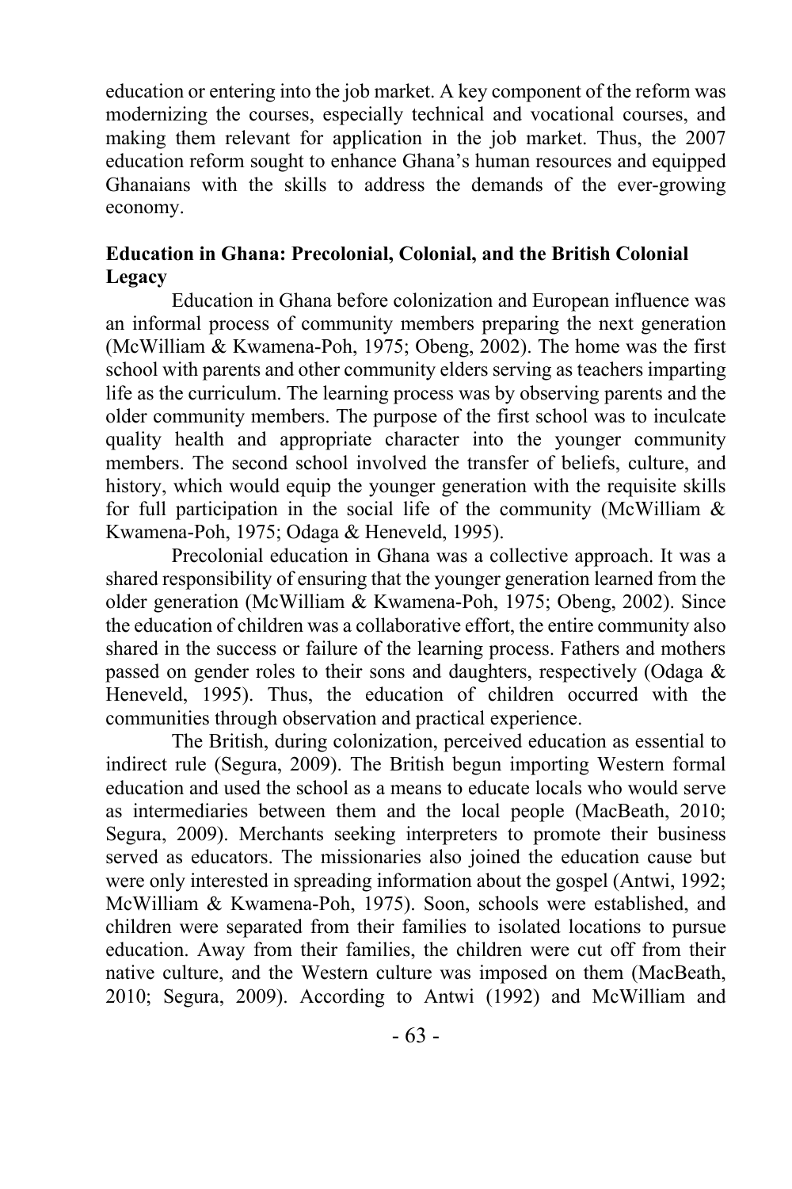education or entering into the job market. A key component of the reform was modernizing the courses, especially technical and vocational courses, and making them relevant for application in the job market. Thus, the 2007 education reform sought to enhance Ghana's human resources and equipped Ghanaians with the skills to address the demands of the ever-growing economy.

## Education in Ghana: Precolonial, Colonial, and the British Colonial Legacy

Education in Ghana before colonization and European influence was an informal process of community members preparing the next generation (McWilliam & Kwamena-Poh, 1975; Obeng, 2002). The home was the first school with parents and other community elders serving as teachers imparting life as the curriculum. The learning process was by observing parents and the older community members. The purpose of the first school was to inculcate quality health and appropriate character into the younger community members. The second school involved the transfer of beliefs, culture, and history, which would equip the younger generation with the requisite skills for full participation in the social life of the community (McWilliam & Kwamena-Poh, 1975; Odaga & Heneveld, 1995).

Precolonial education in Ghana was a collective approach. It was a shared responsibility of ensuring that the younger generation learned from the older generation (McWilliam & Kwamena-Poh, 1975; Obeng, 2002). Since the education of children was a collaborative effort, the entire community also shared in the success or failure of the learning process. Fathers and mothers passed on gender roles to their sons and daughters, respectively (Odaga & Heneveld, 1995). Thus, the education of children occurred with the communities through observation and practical experience.

The British, during colonization, perceived education as essential to indirect rule (Segura, 2009). The British begun importing Western formal education and used the school as a means to educate locals who would serve as intermediaries between them and the local people (MacBeath, 2010; Segura, 2009). Merchants seeking interpreters to promote their business served as educators. The missionaries also joined the education cause but were only interested in spreading information about the gospel (Antwi, 1992; McWilliam & Kwamena-Poh, 1975). Soon, schools were established, and children were separated from their families to isolated locations to pursue education. Away from their families, the children were cut off from their native culture, and the Western culture was imposed on them (MacBeath, 2010; Segura, 2009). According to Antwi (1992) and McWilliam and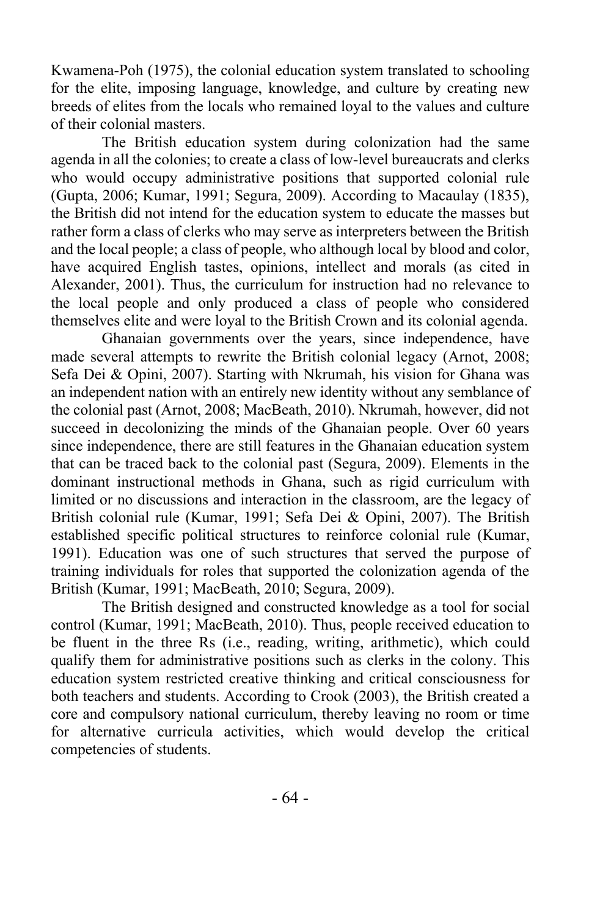Kwamena-Poh (1975), the colonial education system translated to schooling for the elite, imposing language, knowledge, and culture by creating new breeds of elites from the locals who remained loyal to the values and culture of their colonial masters.

The British education system during colonization had the same agenda in all the colonies; to create a class of low-level bureaucrats and clerks who would occupy administrative positions that supported colonial rule (Gupta, 2006; Kumar, 1991; Segura, 2009). According to Macaulay (1835), the British did not intend for the education system to educate the masses but rather form a class of clerks who may serve as interpreters between the British and the local people; a class of people, who although local by blood and color, have acquired English tastes, opinions, intellect and morals (as cited in Alexander, 2001). Thus, the curriculum for instruction had no relevance to the local people and only produced a class of people who considered themselves elite and were loyal to the British Crown and its colonial agenda.

Ghanaian governments over the years, since independence, have made several attempts to rewrite the British colonial legacy (Arnot, 2008; Sefa Dei & Opini, 2007). Starting with Nkrumah, his vision for Ghana was an independent nation with an entirely new identity without any semblance of the colonial past (Arnot, 2008; MacBeath, 2010). Nkrumah, however, did not succeed in decolonizing the minds of the Ghanaian people. Over 60 years since independence, there are still features in the Ghanaian education system that can be traced back to the colonial past (Segura, 2009). Elements in the dominant instructional methods in Ghana, such as rigid curriculum with limited or no discussions and interaction in the classroom, are the legacy of British colonial rule (Kumar, 1991; Sefa Dei & Opini, 2007). The British established specific political structures to reinforce colonial rule (Kumar, 1991). Education was one of such structures that served the purpose of training individuals for roles that supported the colonization agenda of the British (Kumar, 1991; MacBeath, 2010; Segura, 2009).

The British designed and constructed knowledge as a tool for social control (Kumar, 1991; MacBeath, 2010). Thus, people received education to be fluent in the three Rs (i.e., reading, writing, arithmetic), which could qualify them for administrative positions such as clerks in the colony. This education system restricted creative thinking and critical consciousness for both teachers and students. According to Crook (2003), the British created a core and compulsory national curriculum, thereby leaving no room or time for alternative curricula activities, which would develop the critical competencies of students.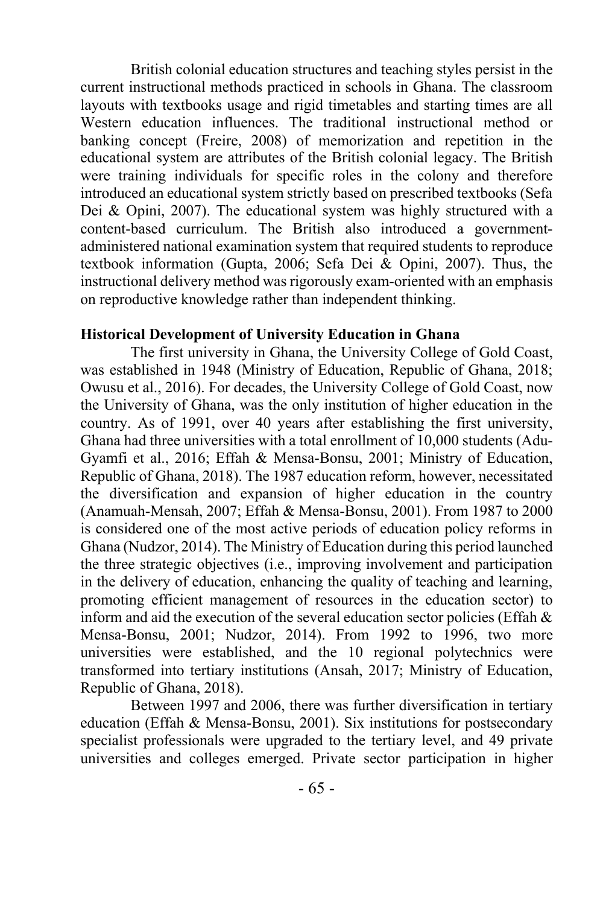British colonial education structures and teaching styles persist in the current instructional methods practiced in schools in Ghana. The classroom layouts with textbooks usage and rigid timetables and starting times are all Western education influences. The traditional instructional method or banking concept (Freire, 2008) of memorization and repetition in the educational system are attributes of the British colonial legacy. The British were training individuals for specific roles in the colony and therefore introduced an educational system strictly based on prescribed textbooks (Sefa Dei & Opini, 2007). The educational system was highly structured with a content-based curriculum. The British also introduced a government-administered national examination system that required students to reproduce textbook information (Gupta, 2006; Sefa Dei & Opini, 2007). Thus, the instructional delivery method was rigorously exam-oriented with an emphasis on reproductive knowledge rather than independent thinking.

**Historical Development of University Education in Ghana**

The first university in Ghana, the University College of Gold Coast, was established in 1948 (Ministry of Education, Republic of Ghana, 2018; Owusu et al., 2016). For decades, the University College of Gold Coast, now the University of Ghana, was the only institution of higher education in the country. As of 1991, over 40 years after establishing the first university, Ghana had three universities with a total enrollment of 10,000 students (Adu-Gyamfi et al., 2016; Effah & Mensa-Bonsu, 2001; Ministry of Education, Republic of Ghana, 2018). The 1987 education reform, however, necessitated the diversification and expansion of higher education in the country (Anamuah-Mensah, 2007; Effah & Mensa-Bonsu, 2001). From 1987 to 2000 is considered one of the most active periods of education policy reforms in Ghana (Nudzor, 2014). The Ministry of Education during this period launched the three strategic objectives (i.e., improving involvement and participation in the delivery of education, enhancing the quality of teaching and learning, promoting efficient management of resources in the education sector) to inform and aid the execution of the several education sector policies (Effah & Mensa-Bonsu, 2001; Nudzor, 2014). From 1992 to 1996, two more universities were established, and the 10 regional polytechnics were transformed into tertiary institutions (Ansah, 2017; Ministry of Education, Republic of Ghana, 2018).

Between 1997 and 2006, there was further diversification in tertiary education (Effah & Mensa-Bonsu, 2001). Six institutions for postsecondary specialist professionals were upgraded to the tertiary level, and 49 private universities and colleges emerged. Private sector participation in higher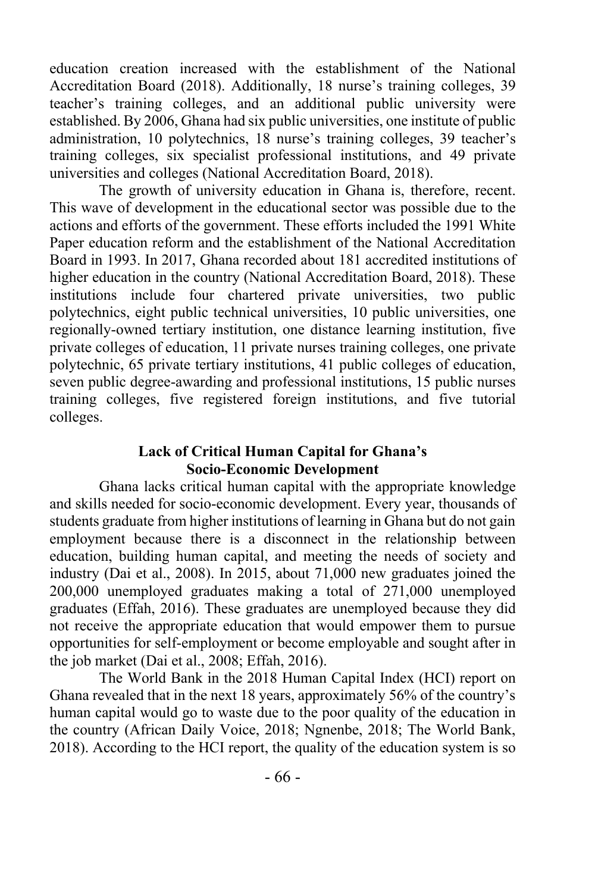education creation increased with the establishment of the National Accreditation Board (2018). Additionally, 18 nurse's training colleges, 39 teacher's training colleges, and an additional public university were established. By 2006, Ghana had six public universities, one institute of public administration, 10 polytechnics, 18 nurse's training colleges, 39 teacher's training colleges, six specialist professional institutions, and 49 private universities and colleges (National Accreditation Board, 2018).

The growth of university education in Ghana is, therefore, recent. This wave of development in the educational sector was possible due to the actions and efforts of the government. These efforts included the 1991 White Paper education reform and the establishment of the National Accreditation Board in 1993. In 2017, Ghana recorded about 181 accredited institutions of higher education in the country (National Accreditation Board, 2018). These institutions include four chartered private universities, two public polytechnics, eight public technical universities, 10 public universities, one regionally-owned tertiary institution, one distance learning institution, five private colleges of education, 11 private nurses training colleges, one private polytechnic, 65 private tertiary institutions, 41 public colleges of education, seven public degree-awarding and professional institutions, 15 public nurses training colleges, five registered foreign institutions, and five tutorial colleges.

## Lack of Critical Human Capital for Ghana's Socio-Economic Development

Ghana lacks critical human capital with the appropriate knowledge and skills needed for socio-economic development. Every year, thousands of students graduate from higher institutions of learning in Ghana but do not gain employment because there is a disconnect in the relationship between education, building human capital, and meeting the needs of society and industry (Dai et al., 2008). In 2015, about 71,000 new graduates joined the 200,000 unemployed graduates making a total of 271,000 unemployed graduates (Effah, 2016). These graduates are unemployed because they did not receive the appropriate education that would empower them to pursue opportunities for self-employment or become employable and sought after in the job market (Dai et al., 2008; Effah, 2016).

The World Bank in the 2018 Human Capital Index (HCI) report on Ghana revealed that in the next 18 years, approximately 56% of the country's human capital would go to waste due to the poor quality of the education in the country (African Daily Voice, 2018; Ngnenbe, 2018; The World Bank, 2018). According to the HCI report, the quality of the education system is so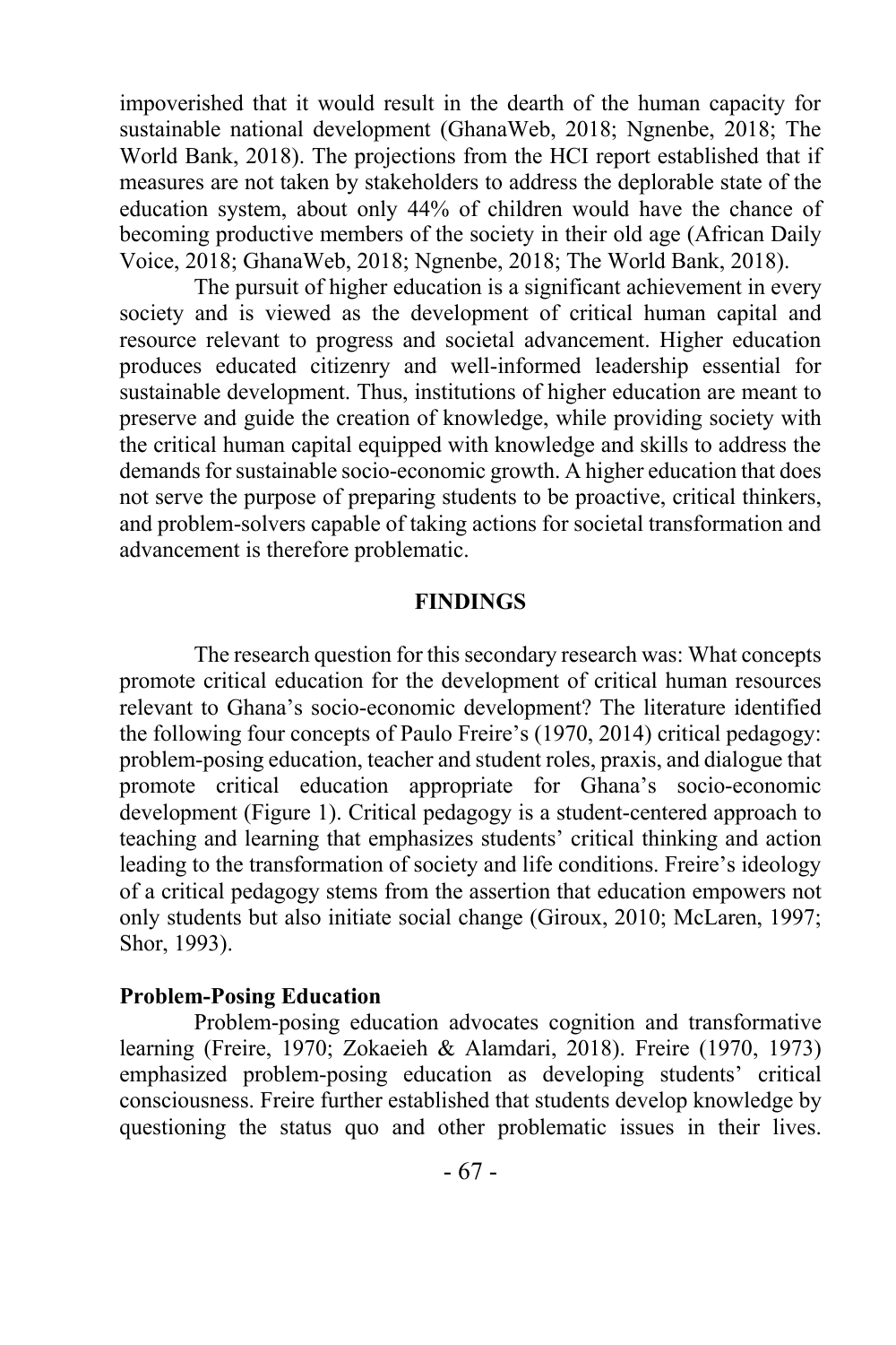impoverished that it would result in the dearth of the human capacity for sustainable national development (GhanaWeb, 2018; Ngnenbe, 2018; The World Bank, 2018). The projections from the HCI report established that if measures are not taken by stakeholders to address the deplorable state of the education system, about only 44% of children would have the chance of becoming productive members of the society in their old age (African Daily Voice, 2018; GhanaWeb, 2018; Ngnenbe, 2018; The World Bank, 2018).

The pursuit of higher education is a significant achievement in every society and is viewed as the development of critical human capital and resource relevant to progress and societal advancement. Higher education produces educated citizenry and well-informed leadership essential for sustainable development. Thus, institutions of higher education are meant to preserve and guide the creation of knowledge, while providing society with the critical human capital equipped with knowledge and skills to address the demands for sustainable socio-economic growth. A higher education that does not serve the purpose of preparing students to be proactive, critical thinkers, and problem-solvers capable of taking actions for societal transformation and advancement is therefore problematic.

## FINDINGS

The research question for this secondary research was: What concepts promote critical education for the development of critical human resources relevant to Ghana's socio-economic development? The literature identified the following four concepts of Paulo Freire's (1970, 2014) critical pedagogy: problem-posing education, teacher and student roles, praxis, and dialogue that promote critical education appropriate for Ghana's socio-economic development (Figure 1). Critical pedagogy is a student-centered approach to teaching and learning that emphasizes students' critical thinking and action leading to the transformation of society and life conditions. Freire's ideology of a critical pedagogy stems from the assertion that education empowers not only students but also initiate social change (Giroux, 2010; McLaren, 1997; Shor, 1993).

### Problem-Posing Education

Problem-posing education advocates cognition and transformative learning (Freire, 1970; Zokaeieh & Alamdari, 2018). Freire (1970, 1973) emphasized problem-posing education as developing students' critical consciousness. Freire further established that students develop knowledge by questioning the status quo and other problematic issues in their lives.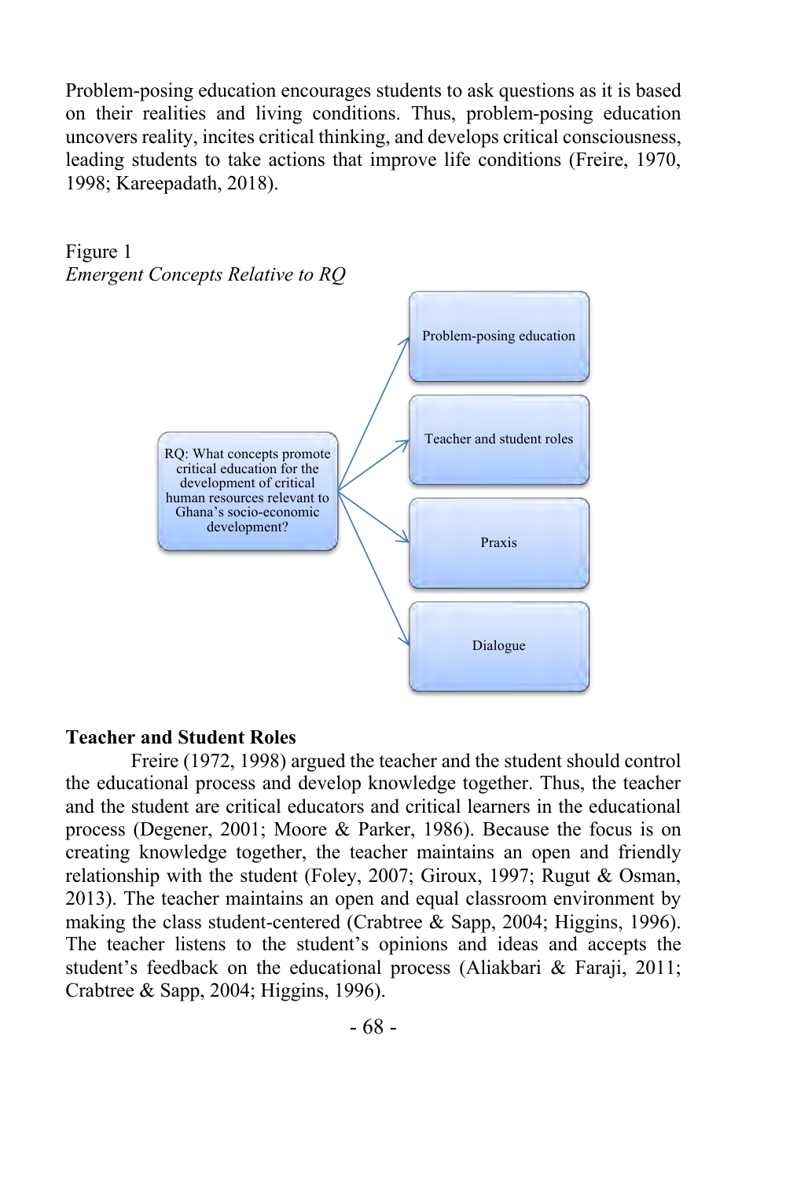Problem-posing education encourages students to ask questions as it is based on their realities and living conditions. Thus, problem-posing education uncovers reality, incites critical thinking, and develops critical consciousness, leading students to take actions that improve life conditions (Freire, 1970, 1998; Kareepadath, 2018).

Figure 1

*Emergent Concepts Relative to RQ*

RQ: What concepts promote critical education for the development of critical human resources relevant to Ghana's socio-economic development?

Problem-posing education

Teacher and student roles

Praxis

Dialogue

**Teacher and Student Roles**

Freire (1972, 1998) argued the teacher and the student should control the educational process and develop knowledge together. Thus, the teacher and the student are critical educators and critical learners in the educational process (Degener, 2001; Moore & Parker, 1986). Because the focus is on creating knowledge together, the teacher maintains an open and friendly relationship with the student (Foley, 2007; Giroux, 1997; Rugut & Osman, 2013). The teacher maintains an open and equal classroom environment by making the class student-centered (Crabtree & Sapp, 2004; Higgins, 1996). The teacher listens to the student's opinions and ideas and accepts the student's feedback on the educational process (Aliakbari & Faraji, 2011; Crabtree & Sapp, 2004; Higgins, 1996).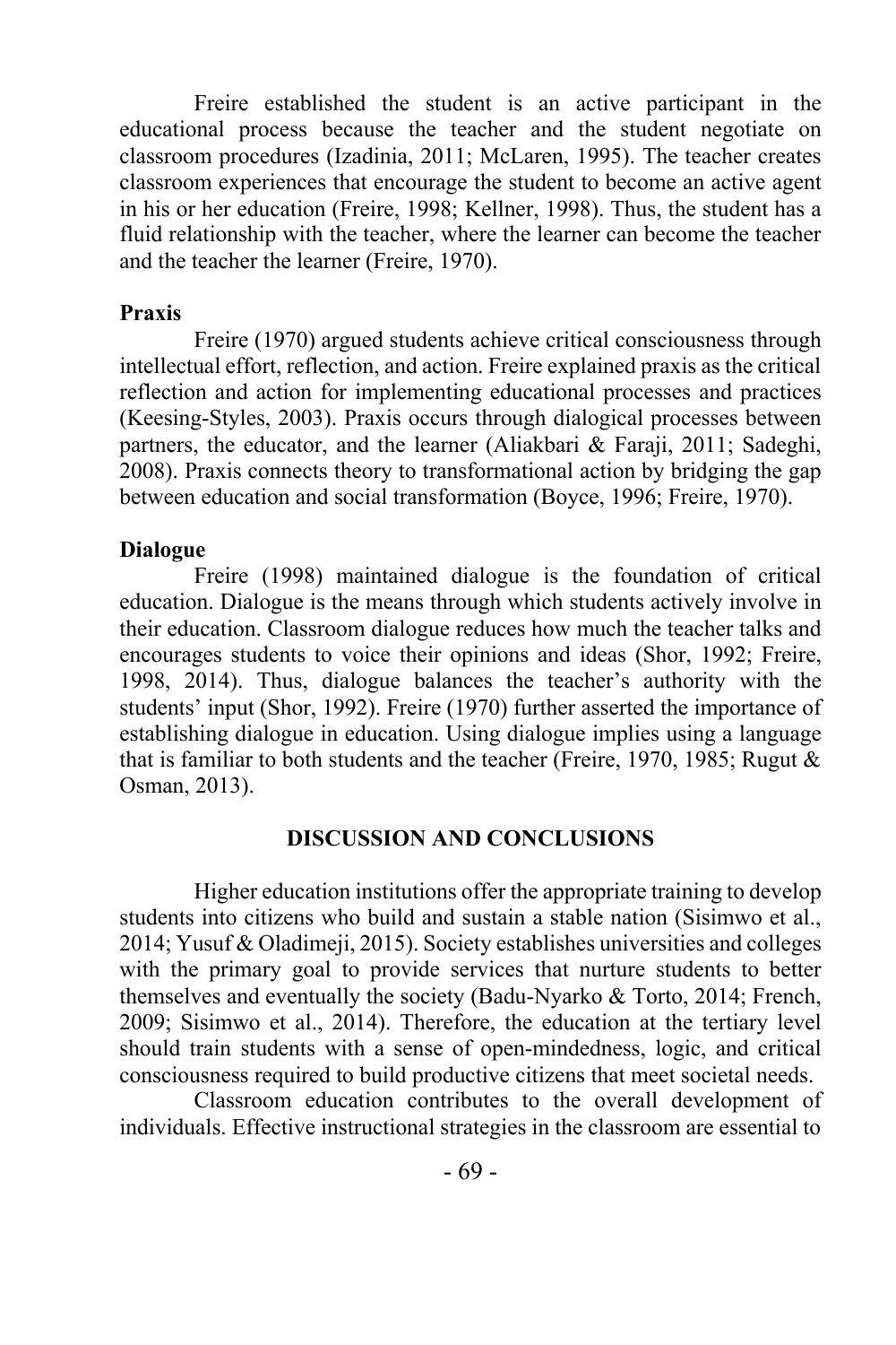Freire established the student is an active participant in the educational process because the teacher and the student negotiate on classroom procedures (Izadinia, 2011; McLaren, 1995). The teacher creates classroom experiences that encourage the student to become an active agent in his or her education (Freire, 1998; Kellner, 1998). Thus, the student has a fluid relationship with the teacher, where the learner can become the teacher and the teacher the learner (Freire, 1970).

### Praxis

Freire (1970) argued students achieve critical consciousness through intellectual effort, reflection, and action. Freire explained praxis as the critical reflection and action for implementing educational processes and practices (Keesing-Styles, 2003). Praxis occurs through dialogical processes between partners, the educator, and the learner (Aliakbari & Faraji, 2011; Sadeghi, 2008). Praxis connects theory to transformational action by bridging the gap between education and social transformation (Boyce, 1996; Freire, 1970).

### Dialogue

Freire (1998) maintained dialogue is the foundation of critical education. Dialogue is the means through which students actively involve in their education. Classroom dialogue reduces how much the teacher talks and encourages students to voice their opinions and ideas (Shor, 1992; Freire, 1998, 2014). Thus, dialogue balances the teacher's authority with the students' input (Shor, 1992). Freire (1970) further asserted the importance of establishing dialogue in education. Using dialogue implies using a language that is familiar to both students and the teacher (Freire, 1970, 1985; Rugut & Osman, 2013).

## DISCUSSION AND CONCLUSIONS

Higher education institutions offer the appropriate training to develop students into citizens who build and sustain a stable nation (Sisimwo et al., 2014; Yusuf & Oladimeji, 2015). Society establishes universities and colleges with the primary goal to provide services that nurture students to better themselves and eventually the society (Badu-Nyarko & Torto, 2014; French, 2009; Sisimwo et al., 2014). Therefore, the education at the tertiary level should train students with a sense of open-mindedness, logic, and critical consciousness required to build productive citizens that meet societal needs.

Classroom education contributes to the overall development of individuals. Effective instructional strategies in the classroom are essential to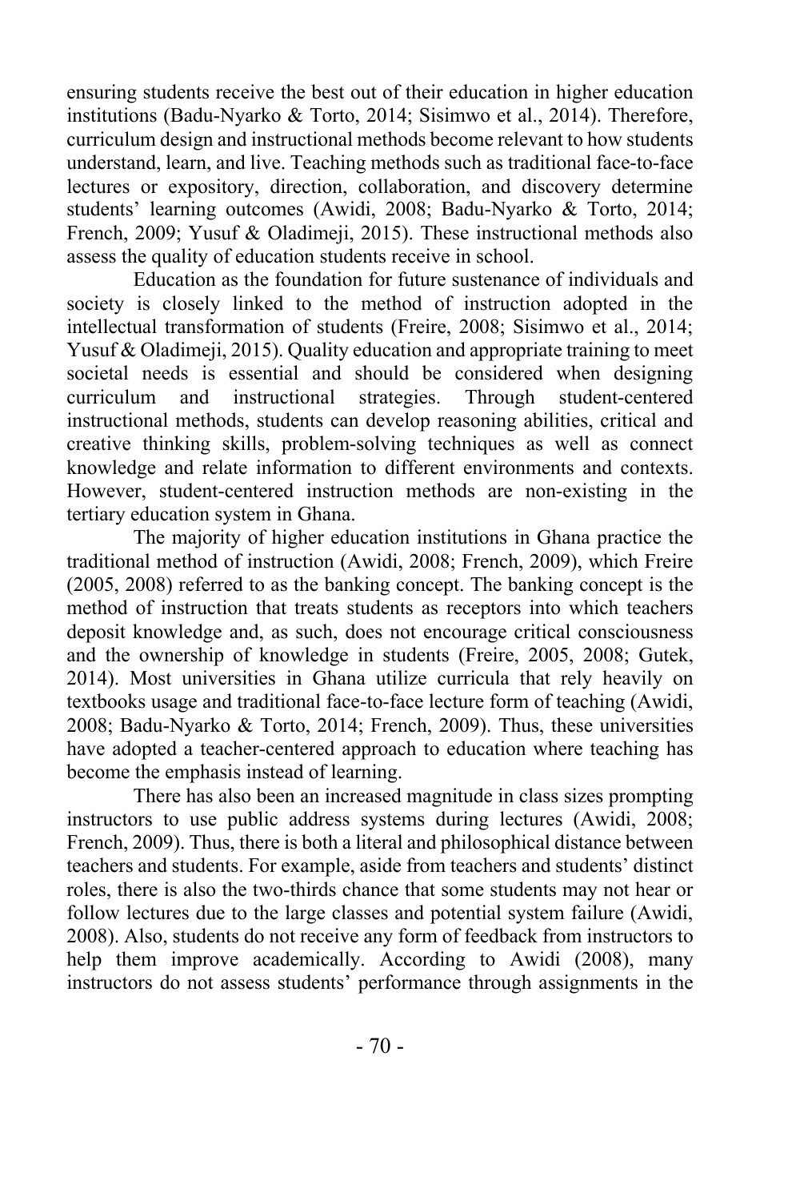ensuring students receive the best out of their education in higher education institutions (Badu-Nyarko & Torto, 2014; Sisimwo et al., 2014). Therefore, curriculum design and instructional methods become relevant to how students understand, learn, and live. Teaching methods such as traditional face-to-face lectures or expository, direction, collaboration, and discovery determine students' learning outcomes (Awidi, 2008; Badu-Nyarko & Torto, 2014; French, 2009; Yusuf & Oladimeji, 2015). These instructional methods also assess the quality of education students receive in school.

Education as the foundation for future sustenance of individuals and society is closely linked to the method of instruction adopted in the intellectual transformation of students (Freire, 2008; Sisimwo et al., 2014; Yusuf & Oladimeji, 2015). Quality education and appropriate training to meet societal needs is essential and should be considered when designing curriculum and instructional strategies. Through student-centered instructional methods, students can develop reasoning abilities, critical and creative thinking skills, problem-solving techniques as well as connect knowledge and relate information to different environments and contexts. However, student-centered instruction methods are non-existing in the tertiary education system in Ghana.

The majority of higher education institutions in Ghana practice the traditional method of instruction (Awidi, 2008; French, 2009), which Freire (2005, 2008) referred to as the banking concept. The banking concept is the method of instruction that treats students as receptors into which teachers deposit knowledge and, as such, does not encourage critical consciousness and the ownership of knowledge in students (Freire, 2005, 2008; Gutek, 2014). Most universities in Ghana utilize curricula that rely heavily on textbooks usage and traditional face-to-face lecture form of teaching (Awidi, 2008; Badu-Nyarko & Torto, 2014; French, 2009). Thus, these universities have adopted a teacher-centered approach to education where teaching has become the emphasis instead of learning.

There has also been an increased magnitude in class sizes prompting instructors to use public address systems during lectures (Awidi, 2008; French, 2009). Thus, there is both a literal and philosophical distance between teachers and students. For example, aside from teachers and students' distinct roles, there is also the two-thirds chance that some students may not hear or follow lectures due to the large classes and potential system failure (Awidi, 2008). Also, students do not receive any form of feedback from instructors to help them improve academically. According to Awidi (2008), many instructors do not assess students' performance through assignments in the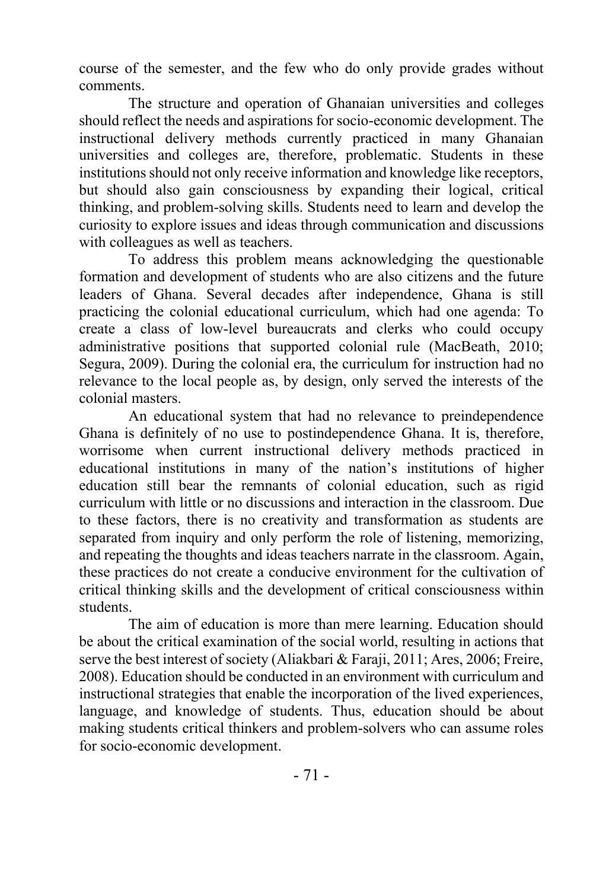course of the semester, and the few who do only provide grades without comments.

The structure and operation of Ghanaian universities and colleges should reflect the needs and aspirations for socio-economic development. The instructional delivery methods currently practiced in many Ghanaian universities and colleges are, therefore, problematic. Students in these institutions should not only receive information and knowledge like receptors, but should also gain consciousness by expanding their logical, critical thinking, and problem-solving skills. Students need to learn and develop the curiosity to explore issues and ideas through communication and discussions with colleagues as well as teachers.

To address this problem means acknowledging the questionable formation and development of students who are also citizens and the future leaders of Ghana. Several decades after independence, Ghana is still practicing the colonial educational curriculum, which had one agenda: To create a class of low-level bureaucrats and clerks who could occupy administrative positions that supported colonial rule (MacBeath, 2010; Segura, 2009). During the colonial era, the curriculum for instruction had no relevance to the local people as, by design, only served the interests of the colonial masters.

An educational system that had no relevance to preindependence Ghana is definitely of no use to postindependence Ghana. It is, therefore, worrisome when current instructional delivery methods practiced in educational institutions in many of the nation's institutions of higher education still bear the remnants of colonial education, such as rigid curriculum with little or no discussions and interaction in the classroom. Due to these factors, there is no creativity and transformation as students are separated from inquiry and only perform the role of listening, memorizing, and repeating the thoughts and ideas teachers narrate in the classroom. Again, these practices do not create a conducive environment for the cultivation of critical thinking skills and the development of critical consciousness within students.

The aim of education is more than mere learning. Education should be about the critical examination of the social world, resulting in actions that serve the best interest of society (Aliakbari & Faraji, 2011; Ares, 2006; Freire, 2008). Education should be conducted in an environment with curriculum and instructional strategies that enable the incorporation of the lived experiences, language, and knowledge of students. Thus, education should be about making students critical thinkers and problem-solvers who can assume roles for socio-economic development.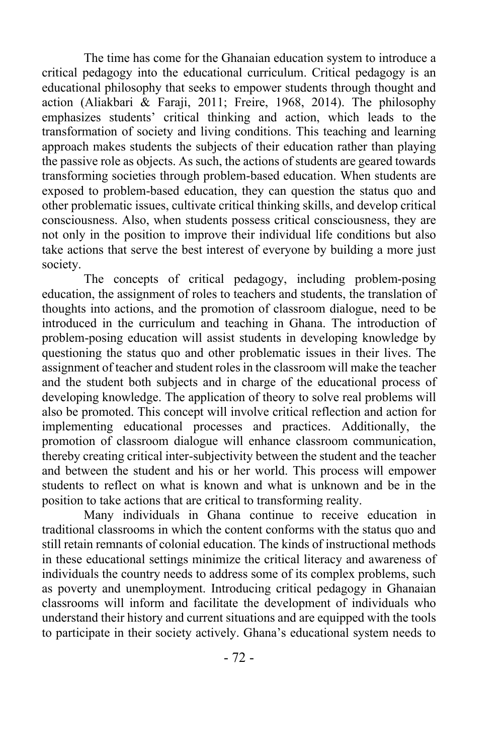The time has come for the Ghanaian education system to introduce a critical pedagogy into the educational curriculum. Critical pedagogy is an educational philosophy that seeks to empower students through thought and action (Aliakbari & Faraji, 2011; Freire, 1968, 2014). The philosophy emphasizes students' critical thinking and action, which leads to the transformation of society and living conditions. This teaching and learning approach makes students the subjects of their education rather than playing the passive role as objects. As such, the actions of students are geared towards transforming societies through problem-based education. When students are exposed to problem-based education, they can question the status quo and other problematic issues, cultivate critical thinking skills, and develop critical consciousness. Also, when students possess critical consciousness, they are not only in the position to improve their individual life conditions but also take actions that serve the best interest of everyone by building a more just society.

The concepts of critical pedagogy, including problem-posing education, the assignment of roles to teachers and students, the translation of thoughts into actions, and the promotion of classroom dialogue, need to be introduced in the curriculum and teaching in Ghana. The introduction of problem-posing education will assist students in developing knowledge by questioning the status quo and other problematic issues in their lives. The assignment of teacher and student roles in the classroom will make the teacher and the student both subjects and in charge of the educational process of developing knowledge. The application of theory to solve real problems will also be promoted. This concept will involve critical reflection and action for implementing educational processes and practices. Additionally, the promotion of classroom dialogue will enhance classroom communication, thereby creating critical inter-subjectivity between the student and the teacher and between the student and his or her world. This process will empower students to reflect on what is known and what is unknown and be in the position to take actions that are critical to transforming reality.

Many individuals in Ghana continue to receive education in traditional classrooms in which the content conforms with the status quo and still retain remnants of colonial education. The kinds of instructional methods in these educational settings minimize the critical literacy and awareness of individuals the country needs to address some of its complex problems, such as poverty and unemployment. Introducing critical pedagogy in Ghanaian classrooms will inform and facilitate the development of individuals who understand their history and current situations and are equipped with the tools to participate in their society actively. Ghana's educational system needs to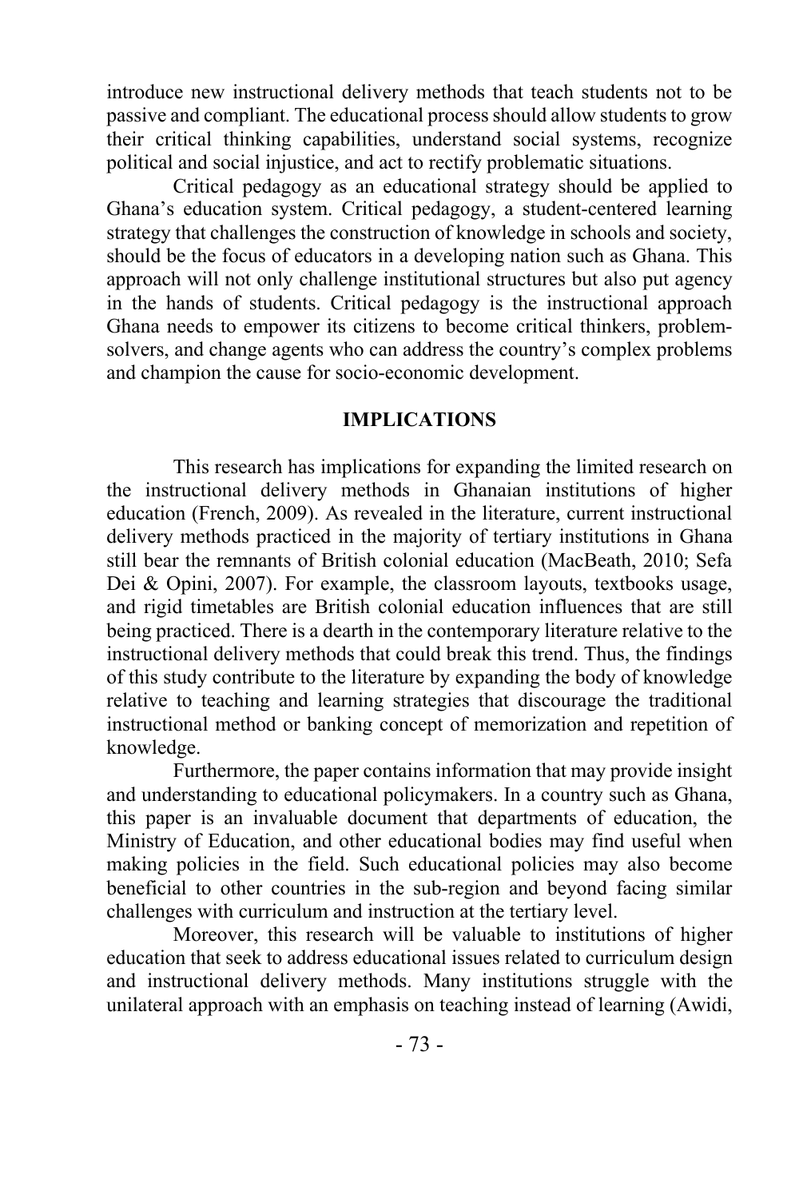introduce new instructional delivery methods that teach students not to be passive and compliant. The educational process should allow students to grow their critical thinking capabilities, understand social systems, recognize political and social injustice, and act to rectify problematic situations.

Critical pedagogy as an educational strategy should be applied to Ghana's education system. Critical pedagogy, a student-centered learning strategy that challenges the construction of knowledge in schools and society, should be the focus of educators in a developing nation such as Ghana. This approach will not only challenge institutional structures but also put agency in the hands of students. Critical pedagogy is the instructional approach Ghana needs to empower its citizens to become critical thinkers, problem-solvers, and change agents who can address the country's complex problems and champion the cause for socio-economic development.

## IMPLICATIONS

This research has implications for expanding the limited research on the instructional delivery methods in Ghanaian institutions of higher education (French, 2009). As revealed in the literature, current instructional delivery methods practiced in the majority of tertiary institutions in Ghana still bear the remnants of British colonial education (MacBeath, 2010; Sefa Dei & Opini, 2007). For example, the classroom layouts, textbooks usage, and rigid timetables are British colonial education influences that are still being practiced. There is a dearth in the contemporary literature relative to the instructional delivery methods that could break this trend. Thus, the findings of this study contribute to the literature by expanding the body of knowledge relative to teaching and learning strategies that discourage the traditional instructional method or banking concept of memorization and repetition of knowledge.

Furthermore, the paper contains information that may provide insight and understanding to educational policymakers. In a country such as Ghana, this paper is an invaluable document that departments of education, the Ministry of Education, and other educational bodies may find useful when making policies in the field. Such educational policies may also become beneficial to other countries in the sub-region and beyond facing similar challenges with curriculum and instruction at the tertiary level.

Moreover, this research will be valuable to institutions of higher education that seek to address educational issues related to curriculum design and instructional delivery methods. Many institutions struggle with the unilateral approach with an emphasis on teaching instead of learning (Awidi,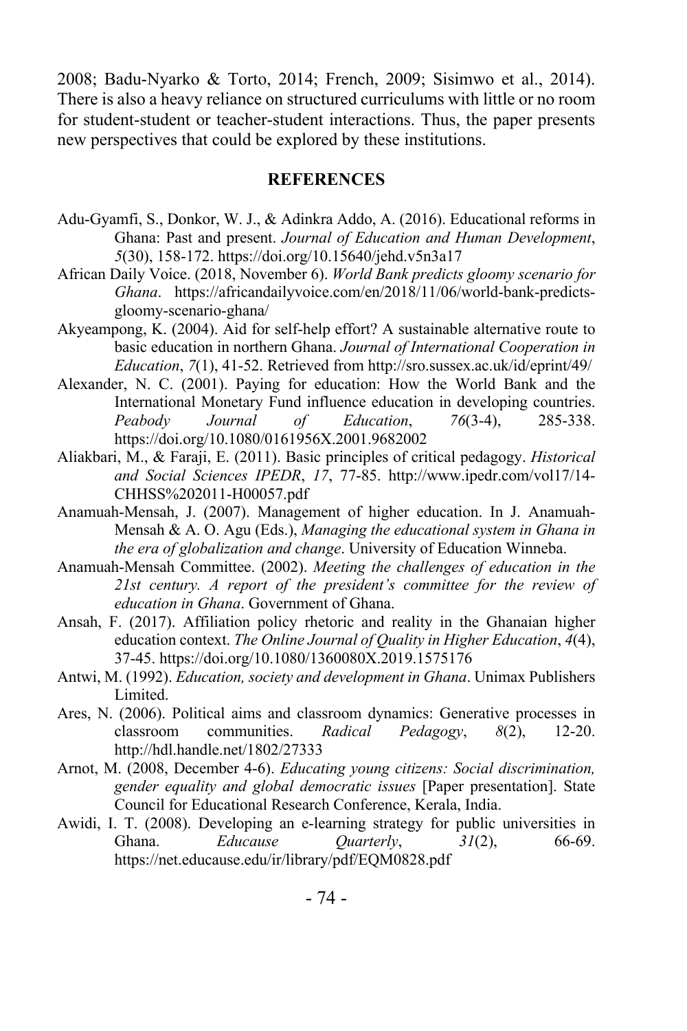2008; Badu-Nyarko & Torto, 2014; French, 2009; Sisimwo et al., 2014). There is also a heavy reliance on structured curriculums with little or no room for student-student or teacher-student interactions. Thus, the paper presents new perspectives that could be explored by these institutions.

## REFERENCES

Adu-Gyamfi, S., Donkor, W. J., & Adinkra Addo, A. (2016). Educational reforms in Ghana: Past and present. *Journal of Education and Human Development*, *5*(30), 158-172. https://doi.org/10.15640/jehd.v5n3a17

African Daily Voice. (2018, November 6). *World Bank predicts gloomy scenario for Ghana*. https://africandailyvoice.com/en/2018/11/06/world-bank-predicts-gloomy-scenario-ghana/

Akyeampong, K. (2004). Aid for self-help effort? A sustainable alternative route to basic education in northern Ghana. *Journal of International Cooperation in Education*, *7*(1), 41-52. Retrieved from http://sro.sussex.ac.uk/id/eprint/49/

Alexander, N. C. (2001). Paying for education: How the World Bank and the International Monetary Fund influence education in developing countries. *Peabody Journal of Education*, *76*(3-4), 285-338. https://doi.org/10.1080/0161956X.2001.9682002

Aliakbari, M., & Faraji, E. (2011). Basic principles of critical pedagogy. *Historical and Social Sciences IPEDR*, *17*, 77-85. http://www.ipedr.com/vol17/14-CHHSS%202011-H00057.pdf

Anamuah-Mensah, J. (2007). Management of higher education. In J. Anamuah-Mensah & A. O. Agu (Eds.), *Managing the educational system in Ghana in the era of globalization and change*. University of Education Winneba.

Anamuah-Mensah Committee. (2002). *Meeting the challenges of education in the 21st century. A report of the president's committee for the review of education in Ghana*. Government of Ghana.

Ansah, F. (2017). Affiliation policy rhetoric and reality in the Ghanaian higher education context. *The Online Journal of Quality in Higher Education*, *4*(4), 37-45. https://doi.org/10.1080/1360080X.2019.1575176

Antwi, M. (1992). *Education, society and development in Ghana*. Unimax Publishers Limited.

Ares, N. (2006). Political aims and classroom dynamics: Generative processes in classroom communities. *Radical Pedagogy*, *8*(2), 12-20. http://hdl.handle.net/1802/27333

Arnot, M. (2008, December 4-6). *Educating young citizens: Social discrimination, gender equality and global democratic issues* [Paper presentation]. State Council for Educational Research Conference, Kerala, India.

Awidi, I. T. (2008). Developing an e-learning strategy for public universities in Ghana. *Educause Quarterly*, *31*(2), 66-69. https://net.educause.edu/ir/library/pdf/EQM0828.pdf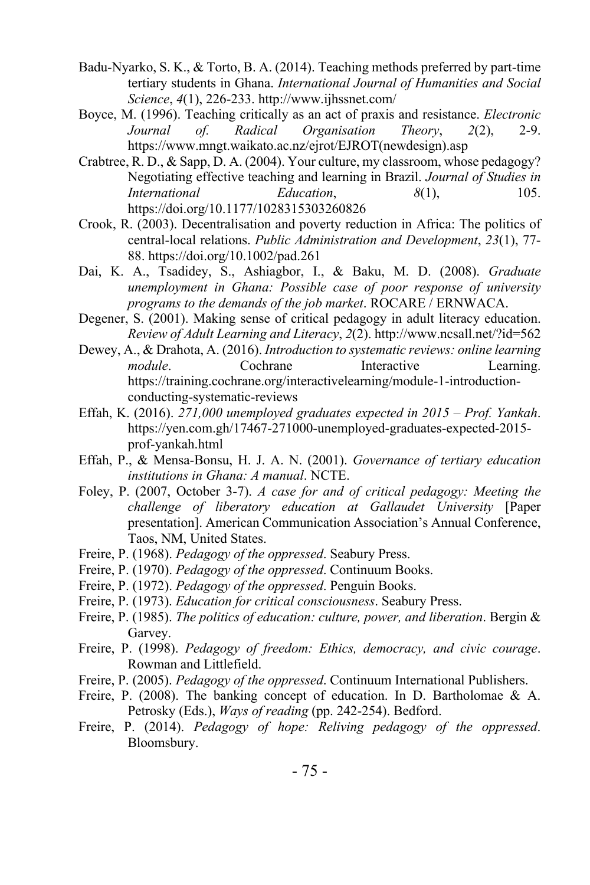Badu-Nyarko, S. K., & Torto, B. A. (2014). Teaching methods preferred by part-time tertiary students in Ghana. *International Journal of Humanities and Social Science*, *4*(1), 226-233. http://www.ijhssnet.com/

Boyce, M. (1996). Teaching critically as an act of praxis and resistance. *Electronic Journal of. Radical Organisation Theory*, *2*(2), 2-9. https://www.mngt.waikato.ac.nz/ejrot/EJROT(newdesign).asp

Crabtree, R. D., & Sapp, D. A. (2004). Your culture, my classroom, whose pedagogy? Negotiating effective teaching and learning in Brazil. *Journal of Studies in International Education*, *8*(1), 105. https://doi.org/10.1177/1028315303260826

Crook, R. (2003). Decentralisation and poverty reduction in Africa: The politics of central-local relations. *Public Administration and Development*, *23*(1), 77-88. https://doi.org/10.1002/pad.261

Dai, K. A., Tsadidey, S., Ashiagbor, I., & Baku, M. D. (2008). *Graduate unemployment in Ghana: Possible case of poor response of university programs to the demands of the job market*. ROCARE / ERNWACA.

Degener, S. (2001). Making sense of critical pedagogy in adult literacy education. *Review of Adult Learning and Literacy*, *2*(2). http://www.ncsall.net/?id=562

Dewey, A., & Drahota, A. (2016). *Introduction to systematic reviews: online learning module*. Cochrane Interactive Learning. https://training.cochrane.org/interactivelearning/module-1-introduction-conducting-systematic-reviews

Effah, K. (2016). *271,000 unemployed graduates expected in 2015 – Prof. Yankah*. https://yen.com.gh/17467-271000-unemployed-graduates-expected-2015-prof-yankah.html

Effah, P., & Mensa-Bonsu, H. J. A. N. (2001). *Governance of tertiary education institutions in Ghana: A manual*. NCTE.

Foley, P. (2007, October 3-7). *A case for and of critical pedagogy: Meeting the challenge of liberatory education at Gallaudet University* [Paper presentation]. American Communication Association's Annual Conference, Taos, NM, United States.

Freire, P. (1968). *Pedagogy of the oppressed*. Seabury Press.

Freire, P. (1970). *Pedagogy of the oppressed*. Continuum Books.

Freire, P. (1972). *Pedagogy of the oppressed*. Penguin Books.

Freire, P. (1973). *Education for critical consciousness*. Seabury Press.

Freire, P. (1985). *The politics of education: culture, power, and liberation*. Bergin & Garvey.

Freire, P. (1998). *Pedagogy of freedom: Ethics, democracy, and civic courage*. Rowman and Littlefield.

Freire, P. (2005). *Pedagogy of the oppressed*. Continuum International Publishers.

Freire, P. (2008). The banking concept of education. In D. Bartholomae & A. Petrosky (Eds.), *Ways of reading* (pp. 242-254). Bedford.

Freire, P. (2014). *Pedagogy of hope: Reliving pedagogy of the oppressed*. Bloomsbury.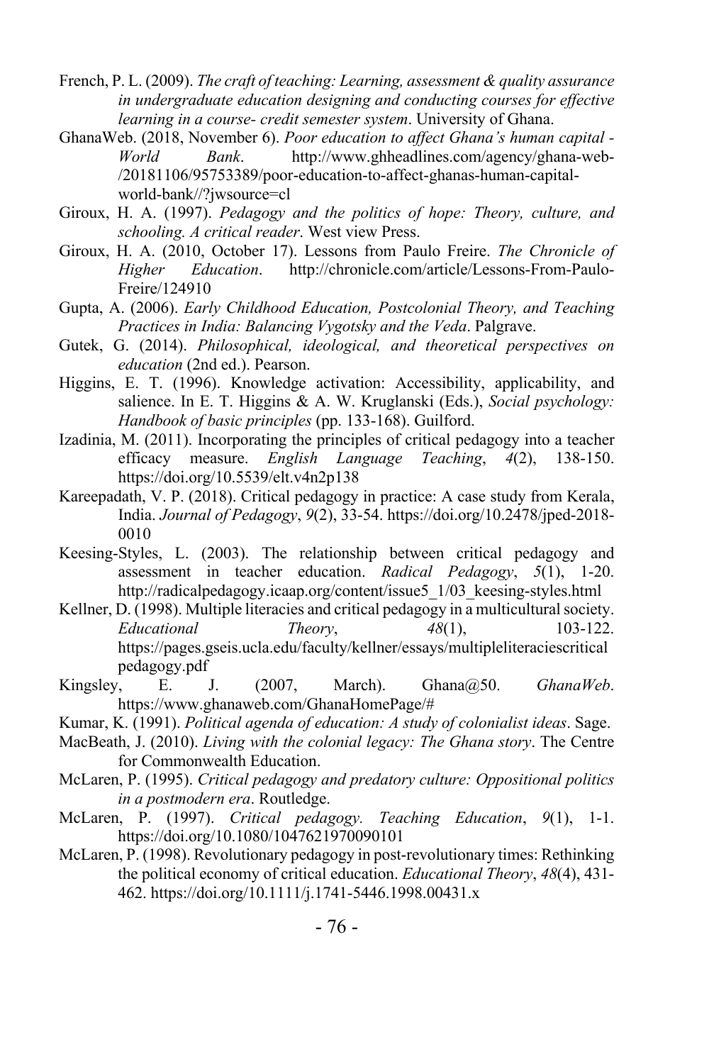French, P. L. (2009). *The craft of teaching: Learning, assessment & quality assurance in undergraduate education designing and conducting courses for effective learning in a course- credit semester system*. University of Ghana.

GhanaWeb. (2018, November 6). *Poor education to affect Ghana's human capital - World Bank*. http://www.ghheadlines.com/agency/ghana-web-/20181106/95753389/poor-education-to-affect-ghanas-human-capital-world-bank//?jwsource=cl

Giroux, H. A. (1997). *Pedagogy and the politics of hope: Theory, culture, and schooling. A critical reader*. West view Press.

Giroux, H. A. (2010, October 17). Lessons from Paulo Freire. *The Chronicle of Higher Education*. http://chronicle.com/article/Lessons-From-Paulo-Freire/124910

Gupta, A. (2006). *Early Childhood Education, Postcolonial Theory, and Teaching Practices in India: Balancing Vygotsky and the Veda*. Palgrave.

Gutek, G. (2014). *Philosophical, ideological, and theoretical perspectives on education* (2nd ed.). Pearson.

Higgins, E. T. (1996). Knowledge activation: Accessibility, applicability, and salience. In E. T. Higgins & A. W. Kruglanski (Eds.), *Social psychology: Handbook of basic principles* (pp. 133-168). Guilford.

Izadinia, M. (2011). Incorporating the principles of critical pedagogy into a teacher efficacy measure. *English Language Teaching*, *4*(2), 138-150. https://doi.org/10.5539/elt.v4n2p138

Kareepadath, V. P. (2018). Critical pedagogy in practice: A case study from Kerala, India. *Journal of Pedagogy*, *9*(2), 33-54. https://doi.org/10.2478/jped-2018-0010

Keesing-Styles, L. (2003). The relationship between critical pedagogy and assessment in teacher education. *Radical Pedagogy*, *5*(1), 1-20. http://radicalpedagogy.icaap.org/content/issue5_1/03_keesing-styles.html

Kellner, D. (1998). Multiple literacies and critical pedagogy in a multicultural society. *Educational Theory*, *48*(1), 103-122. https://pages.gseis.ucla.edu/faculty/kellner/essays/multipleliteraciescriticalpedagogy.pdf

Kingsley, E. J. (2007, March). Ghana@50. *GhanaWeb*. https://www.ghanaweb.com/GhanaHomePage/#

Kumar, K. (1991). *Political agenda of education: A study of colonialist ideas*. Sage.

MacBeath, J. (2010). *Living with the colonial legacy: The Ghana story*. The Centre for Commonwealth Education.

McLaren, P. (1995). *Critical pedagogy and predatory culture: Oppositional politics in a postmodern era*. Routledge.

McLaren, P. (1997). *Critical pedagogy. Teaching Education*, *9*(1), 1-1. https://doi.org/10.1080/1047621970090101

McLaren, P. (1998). Revolutionary pedagogy in post-revolutionary times: Rethinking the political economy of critical education. *Educational Theory*, *48*(4), 431-462. https://doi.org/10.1111/j.1741-5446.1998.00431.x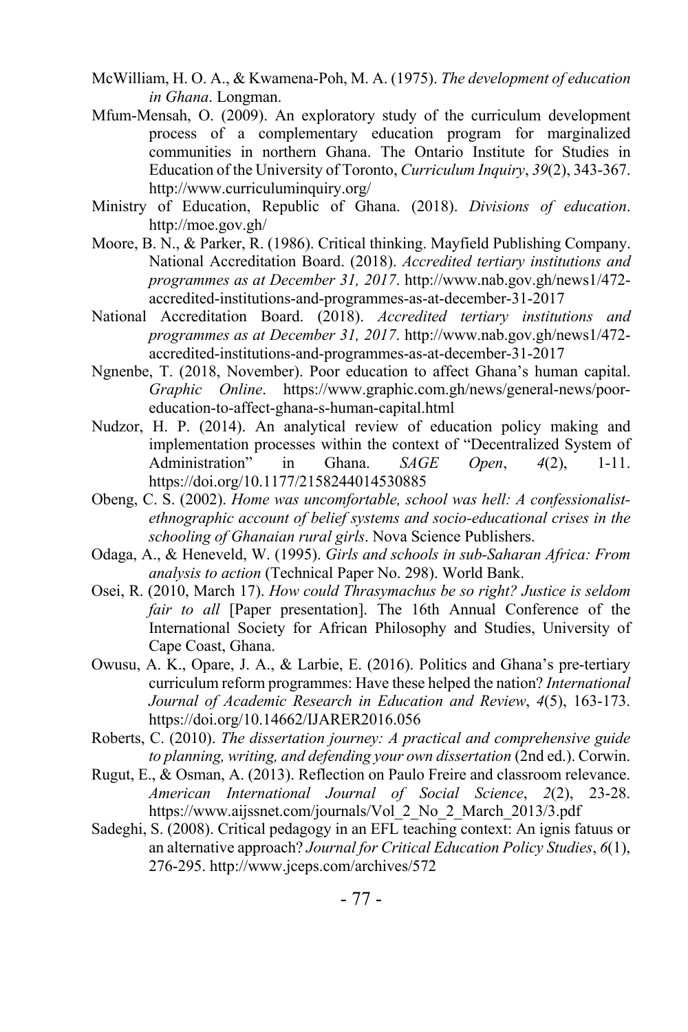McWilliam, H. O. A., & Kwamena-Poh, M. A. (1975). *The development of education in Ghana*. Longman.

Mfum-Mensah, O. (2009). An exploratory study of the curriculum development process of a complementary education program for marginalized communities in northern Ghana. The Ontario Institute for Studies in Education of the University of Toronto, *Curriculum Inquiry*, *39*(2), 343-367. http://www.curriculuminquiry.org/

Ministry of Education, Republic of Ghana. (2018). *Divisions of education*. http://moe.gov.gh/

Moore, B. N., & Parker, R. (1986). Critical thinking. Mayfield Publishing Company. National Accreditation Board. (2018). *Accredited tertiary institutions and programmes as at December 31, 2017*. http://www.nab.gov.gh/news1/472-accredited-institutions-and-programmes-as-at-december-31-2017

National Accreditation Board. (2018). *Accredited tertiary institutions and programmes as at December 31, 2017*. http://www.nab.gov.gh/news1/472-accredited-institutions-and-programmes-as-at-december-31-2017

Ngnenbe, T. (2018, November). Poor education to affect Ghana's human capital. *Graphic Online*. https://www.graphic.com.gh/news/general-news/poor-education-to-affect-ghana-s-human-capital.html

Nudzor, H. P. (2014). An analytical review of education policy making and implementation processes within the context of "Decentralized System of Administration" in Ghana. *SAGE Open*, *4*(2), 1-11. https://doi.org/10.1177/2158244014530885

Obeng, C. S. (2002). *Home was uncomfortable, school was hell: A confessionalist-ethnographic account of belief systems and socio-educational crises in the schooling of Ghanaian rural girls*. Nova Science Publishers.

Odaga, A., & Heneveld, W. (1995). *Girls and schools in sub-Saharan Africa: From analysis to action* (Technical Paper No. 298). World Bank.

Osei, R. (2010, March 17). *How could Thrasymachus be so right? Justice is seldom fair to all* [Paper presentation]. The 16th Annual Conference of the International Society for African Philosophy and Studies, University of Cape Coast, Ghana.

Owusu, A. K., Opare, J. A., & Larbie, E. (2016). Politics and Ghana's pre-tertiary curriculum reform programmes: Have these helped the nation? *International Journal of Academic Research in Education and Review*, *4*(5), 163-173. https://doi.org/10.14662/IJARER2016.056

Roberts, C. (2010). *The dissertation journey: A practical and comprehensive guide to planning, writing, and defending your own dissertation* (2nd ed.). Corwin.

Rugut, E., & Osman, A. (2013). Reflection on Paulo Freire and classroom relevance. *American International Journal of Social Science*, *2*(2), 23-28. https://www.aijssnet.com/journals/Vol_2_No_2_March_2013/3.pdf

Sadeghi, S. (2008). Critical pedagogy in an EFL teaching context: An ignis fatuus or an alternative approach? *Journal for Critical Education Policy Studies*, *6*(1), 276-295. http://www.jceps.com/archives/572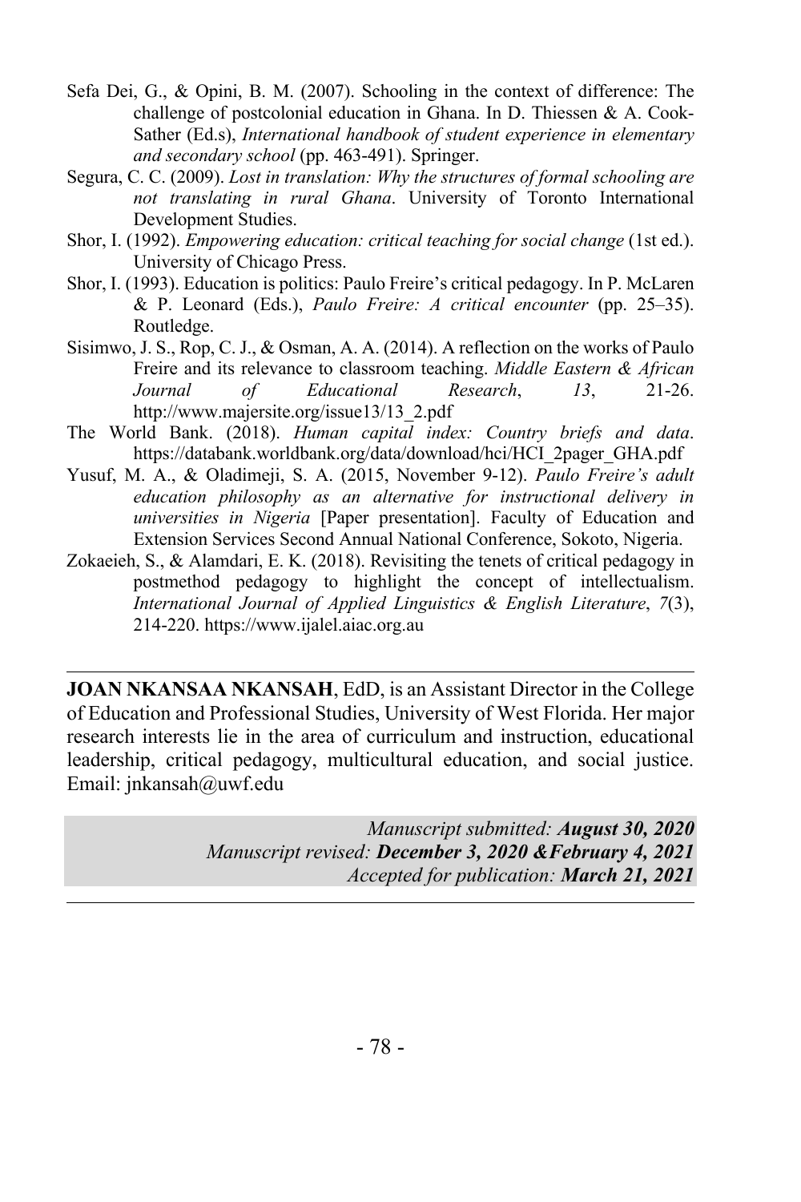Sefa Dei, G., & Opini, B. M. (2007). Schooling in the context of difference: The challenge of postcolonial education in Ghana. In D. Thiessen & A. Cook-Sather (Ed.s), *International handbook of student experience in elementary and secondary school* (pp. 463-491). Springer.

Segura, C. C. (2009). *Lost in translation: Why the structures of formal schooling are not translating in rural Ghana*. University of Toronto International Development Studies.

Shor, I. (1992). *Empowering education: critical teaching for social change* (1st ed.). University of Chicago Press.

Shor, I. (1993). Education is politics: Paulo Freire's critical pedagogy. In P. McLaren & P. Leonard (Eds.), *Paulo Freire: A critical encounter* (pp. 25–35). Routledge.

Sisimwo, J. S., Rop, C. J., & Osman, A. A. (2014). A reflection on the works of Paulo Freire and its relevance to classroom teaching. *Middle Eastern & African Journal of Educational Research*, *13*, 21-26. http://www.majersite.org/issue13/13_2.pdf

The World Bank. (2018). *Human capital index: Country briefs and data*. https://databank.worldbank.org/data/download/hci/HCI_2pager_GHA.pdf

Yusuf, M. A., & Oladimeji, S. A. (2015, November 9-12). *Paulo Freire's adult education philosophy as an alternative for instructional delivery in universities in Nigeria* [Paper presentation]. Faculty of Education and Extension Services Second Annual National Conference, Sokoto, Nigeria.

Zokaeieh, S., & Alamdari, E. K. (2018). Revisiting the tenets of critical pedagogy in postmethod pedagogy to highlight the concept of intellectualism. *International Journal of Applied Linguistics & English Literature*, *7*(3), 214-220. https://www.ijalel.aiac.org.au

---

**JOAN NKANSAA NKANSAH**, EdD, is an Assistant Director in the College of Education and Professional Studies, University of West Florida. Her major research interests lie in the area of curriculum and instruction, educational leadership, critical pedagogy, multicultural education, and social justice. Email: jnkansah@uwf.edu

*Manuscript submitted:* ***August 30, 2020***
*Manuscript revised:* ***December 3, 2020 &February 4, 2021***
*Accepted for publication:* ***March 21, 2021***